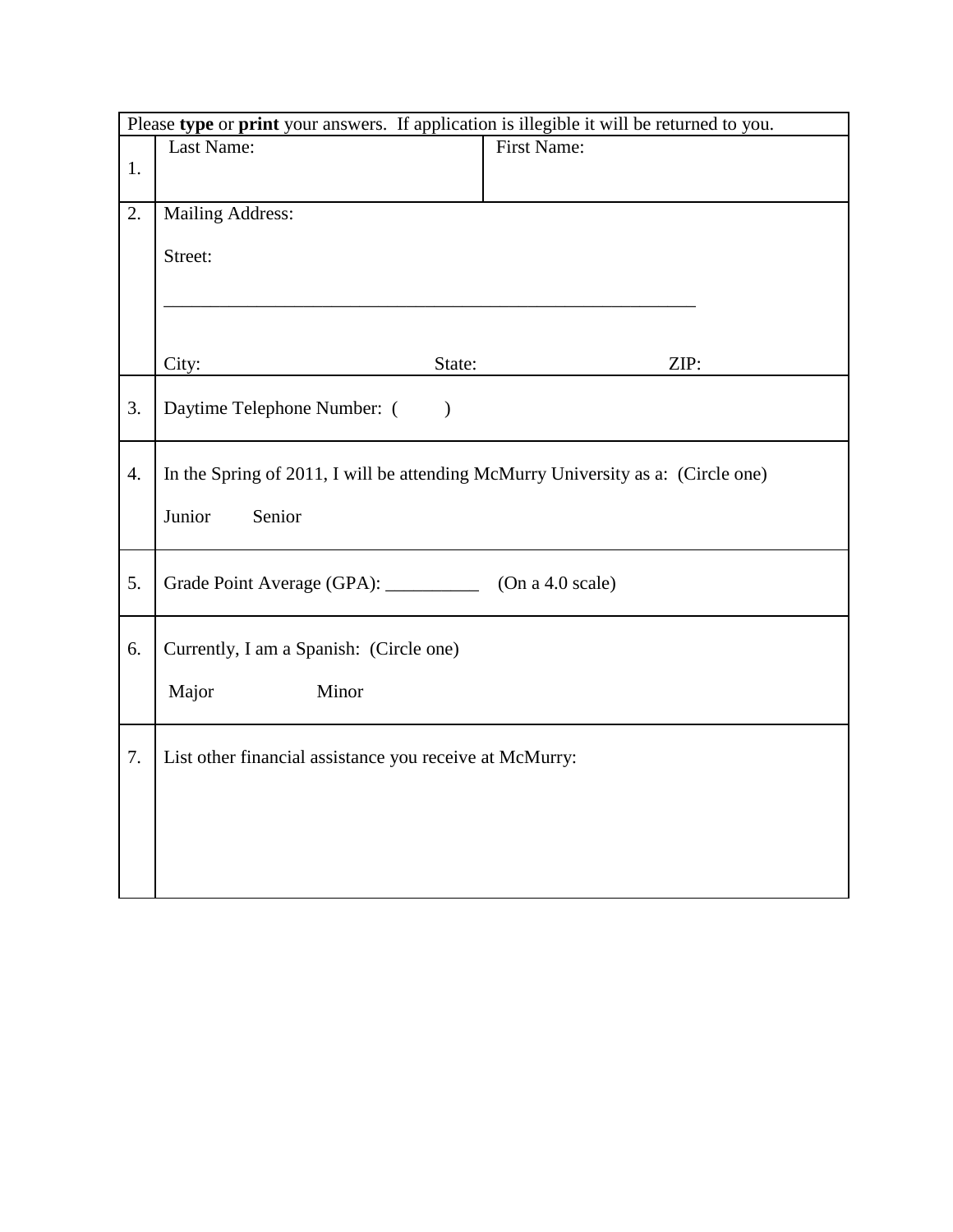Please **type** or **print** your answers. If application is illegible it will be returned to you.

| | | |
|---|---|---|
| 1. | Last Name: | First Name: |
| 2. | Mailing Address:<br><br>Street:<br><br>______________________________________________________________<br><br>City: State: ZIP: | |
| 3. | Daytime Telephone Number: ( ) | |
| 4. | In the Spring of 2011, I will be attending McMurry University as a: (Circle one)<br><br>Junior Senior | |
| 5. | Grade Point Average (GPA): __________ (On a 4.0 scale) | |
| 6. | Currently, I am a Spanish: (Circle one)<br><br>Major Minor | |
| 7. | List other financial assistance you receive at McMurry: | |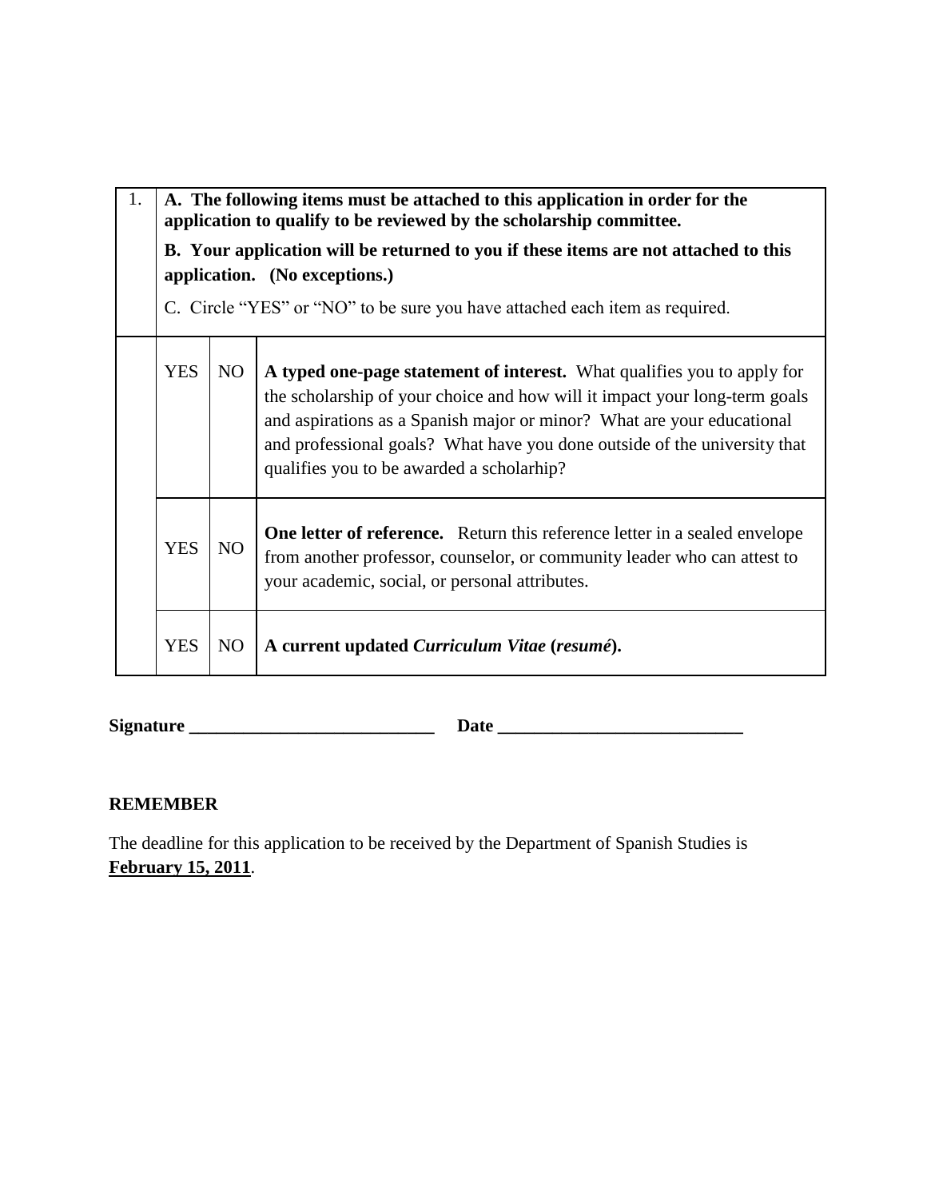| | | | |
|---|---|---|---|
| 1. | **A. The following items must be attached to this application in order for the application to qualify to be reviewed by the scholarship committee.**<br>**B. Your application will be returned to you if these items are not attached to this application. (No exceptions.)**<br>C. Circle "YES" or "NO" to be sure you have attached each item as required. | | |
| | YES | NO | **A typed one-page statement of interest.** What qualifies you to apply for the scholarship of your choice and how will it impact your long-term goals and aspirations as a Spanish major or minor? What are your educational and professional goals? What have you done outside of the university that qualifies you to be awarded a scholarhip? |
| | YES | NO | **One letter of reference.** Return this reference letter in a sealed envelope from another professor, counselor, or community leader who can attest to your academic, social, or personal attributes. |
| | YES | NO | **A current updated *Curriculum Vitae* (*resumé*).** |

**Signature ___________________________** **Date ___________________________**

**REMEMBER**

The deadline for this application to be received by the Department of Spanish Studies is **February 15, 2011**.